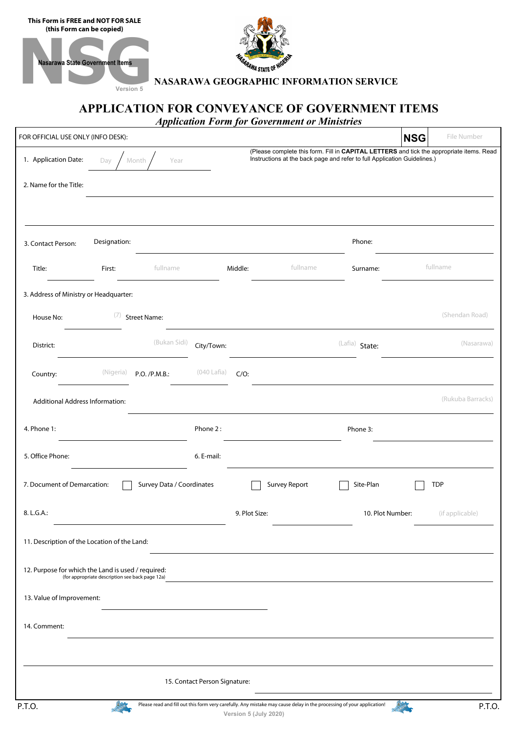**This Form is FREE and NOT FOR SALE**
**(this Form can be copied)**

**NSG**
**Nasarawa State Government Items**
Version 5

NASARAWA STATE OF NIGERIA

**NASARAWA GEOGRAPHIC INFORMATION SERVICE**

# APPLICATION FOR CONVEYANCE OF GOVERNMENT ITEMS

## *Application Form for Government or Ministries*

FOR OFFICIAL USE ONLY (INFO DESK): **NSG** File Number

(Please complete this form. Fill in **CAPITAL LETTERS** and tick the appropriate items. Read Instructions at the back page and refer to full Application Guidelines.)

1. Application Date: Day / Month / Year

2. Name for the Title: ____________________

3. Contact Person: Designation: ____________________ Phone: ____________________

Title: ________ First: (fullname) Middle: (fullname) Surname: (fullname)

3. Address of Ministry or Headquarter:

House No: (7) Street Name: (Shendan Road)

District: (Bukan Sidi) City/Town: (Lafia) State: (Nasarawa)

Country: (Nigeria) P.O. /P.M.B.: (040 Lafia) C/O: ____________________

Additional Address Information: (Rukuba Barracks)

4. Phone 1: ____________________ Phone 2 : ____________________ Phone 3: ____________________

5. Office Phone: ____________________ 6. E-mail: ____________________

7. Document of Demarcation: ☐ Survey Data / Coordinates ☐ Survey Report ☐ Site-Plan ☐ TDP

8. L.G.A.: ____________________ 9. Plot Size: ____________________ 10. Plot Number: (if applicable)

11. Description of the Location of the Land: ____________________

12. Purpose for which the Land is used / required: ____________________
(for appropriate description see back page 12a)

13. Value of Improvement: ____________________

14. Comment: ____________________

15. Contact Person Signature: ____________________

P.T.O. Please read and fill out this form very carefully. Any mistake may cause delay in the processing of your application! P.T.O.

Version 5 (July 2020)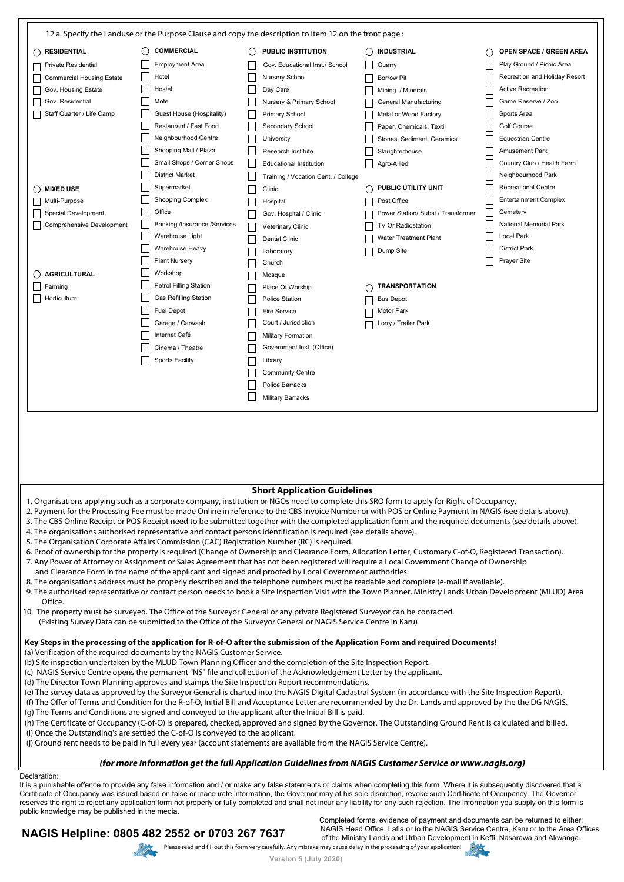12 a. Specify the Landuse or the Purpose Clause and copy the description to item 12 on the front page :

| ○ RESIDENTIAL | ○ COMMERCIAL | ○ PUBLIC INSTITUTION | ○ INDUSTRIAL | ○ OPEN SPACE / GREEN AREA |
|---|---|---|---|---|
| ☐ Private Residential | ☐ Employment Area | ☐ Gov. Educational Inst./ School | ☐ Quarry | ☐ Play Ground / Picnic Area |
| ☐ Commercial Housing Estate | ☐ Hotel | ☐ Nursery School | ☐ Borrow Pit | ☐ Recreation and Holiday Resort |
| ☐ Gov. Housing Estate | ☐ Hostel | ☐ Day Care | ☐ Mining / Minerals | ☐ Active Recreation |
| ☐ Gov. Residential | ☐ Motel | ☐ Nursery & Primary School | ☐ General Manufacturing | ☐ Game Reserve / Zoo |
| ☐ Staff Quarter / Life Camp | ☐ Guest House (Hospitality) | ☐ Primary School | ☐ Metal or Wood Factory | ☐ Sports Area |
| | ☐ Restaurant / Fast Food | ☐ Secondary School | ☐ Paper, Chemicals, Textil | ☐ Golf Course |
| | ☐ Neighbourhood Centre | ☐ University | ☐ Stones, Sediment, Ceramics | ☐ Equestrian Centre |
| | ☐ Shopping Mall / Plaza | ☐ Research Institute | ☐ Slaughterhouse | ☐ Amusement Park |
| | ☐ Small Shops / Corner Shops | ☐ Educational Institution | ☐ Agro-Allied | ☐ Country Club / Health Farm |
| | ☐ District Market | ☐ Training / Vocation Cent. / College | | ☐ Neighbourhood Park |
| ○ MIXED USE | ☐ Supermarket | ☐ Clinic | ○ PUBLIC UTILITY UNIT | ☐ Recreational Centre |
| ☐ Multi-Purpose | ☐ Shopping Complex | ☐ Hospital | ☐ Post Office | ☐ Entertainment Complex |
| ☐ Special Development | ☐ Office | ☐ Gov. Hospital / Clinic | ☐ Power Station/ Subst./ Transformer | ☐ Cemetery |
| ☐ Comprehensive Development | ☐ Banking /Insurance /Services | ☐ Veterinary Clinic | ☐ TV Or Radiostation | ☐ National Memorial Park |
| | ☐ Warehouse Light | ☐ Dental Clinic | ☐ Water Treatment Plant | ☐ Local Park |
| | ☐ Warehouse Heavy | ☐ Laboratory | ☐ Dump Site | ☐ District Park |
| | ☐ Plant Nursery | ☐ Church | | ☐ Prayer Site |
| ○ AGRICULTURAL | ☐ Workshop | ☐ Mosque | | |
| ☐ Farming | ☐ Petrol Filling Station | ☐ Place Of Worship | ○ TRANSPORTATION | |
| ☐ Horticulture | ☐ Gas Refilling Station | ☐ Police Station | ☐ Bus Depot | |
| | ☐ Fuel Depot | ☐ Fire Service | ☐ Motor Park | |
| | ☐ Garage / Carwash | ☐ Court / Jurisdiction | ☐ Lorry / Trailer Park | |
| | ☐ Internet Café | ☐ Military Formation | | |
| | ☐ Cinema / Theatre | ☐ Government Inst. (Office) | | |
| | ☐ Sports Facility | ☐ Library | | |
| | | ☐ Community Centre | | |
| | | ☐ Police Barracks | | |
| | | ☐ Military Barracks | | |

## Short Application Guidelines

1. Organisations applying such as a corporate company, institution or NGOs need to complete this SRO form to apply for Right of Occupancy.
2. Payment for the Processing Fee must be made Online in reference to the CBS Invoice Number or with POS or Online Payment in NAGIS (see details above).
3. The CBS Online Receipt or POS Receipt need to be submitted together with the completed application form and the required documents (see details above).
4. The organisations authorised representative and contact persons identification is required (see details above).
5. The Organisation Corporate Affairs Commission (CAC) Registration Number (RC) is required.
6. Proof of ownership for the property is required (Change of Ownership and Clearance Form, Allocation Letter, Customary C-of-O, Registered Transaction).
7. Any Power of Attorney or Assignment or Sales Agreement that has not been registered will require a Local Government Change of Ownership and Clearance Form in the name of the applicant and signed and proofed by Local Government authorities.
8. The organisations address must be properly described and the telephone numbers must be readable and complete (e-mail if available).
9. The authorised representative or contact person needs to book a Site Inspection Visit with the Town Planner, Ministry Lands Urban Development (MLUD) Area Office.
10. The property must be surveyed. The Office of the Surveyor General or any private Registered Surveyor can be contacted. (Existing Survey Data can be submitted to the Office of the Surveyor General or NAGIS Service Centre in Karu)

**Key Steps in the processing of the application for R-of-O after the submission of the Application Form and required Documents!**

(a) Verification of the required documents by the NAGIS Customer Service.
(b) Site inspection undertaken by the MLUD Town Planning Officer and the completion of the Site Inspection Report.
(c) NAGIS Service Centre opens the permanent "NS" file and collection of the Acknowledgement Letter by the applicant.
(d) The Director Town Planning approves and stamps the Site Inspection Report recommendations.
(e) The survey data as approved by the Surveyor General is charted into the NAGIS Digital Cadastral System (in accordance with the Site Inspection Report).
(f) The Offer of Terms and Condition for the R-of-O, Initial Bill and Acceptance Letter are recommended by the Dr. Lands and approved by the the DG NAGIS.
(g) The Terms and Conditions are signed and conveyed to the applicant after the Initial Bill is paid.
(h) The Certificate of Occupancy (C-of-O) is prepared, checked, approved and signed by the Governor. The Outstanding Ground Rent is calculated and billed.
(i) Once the Outstanding's are settled the C-of-O is conveyed to the applicant.
(j) Ground rent needs to be paid in full every year (account statements are available from the NAGIS Service Centre).

***(for more Information get the full Application Guidelines from NAGIS Customer Service or www.nagis.org)***

Declaration:
It is a punishable offence to provide any false information and / or make any false statements or claims when completing this form. Where it is subsequently discovered that a Certificate of Occupancy was issued based on false or inaccurate information, the Governor may at his sole discretion, revoke such Certificate of Occupancy. The Governor reserves the right to reject any application form not properly or fully completed and shall not incur any liability for any such rejection. The information you supply on this form is public knowledge may be published in the media.

**NAGIS Helpline: 0805 482 2552 or 0703 267 7637**

Completed forms, evidence of payment and documents can be returned to either: NAGIS Head Office, Lafia or to the NAGIS Service Centre, Karu or to the Area Offices of the Ministry Lands and Urban Development in Keffi, Nasarawa and Akwanga.

Please read and fill out this form very carefully. Any mistake may cause delay in the processing of your application!

Version 5 (July 2020)